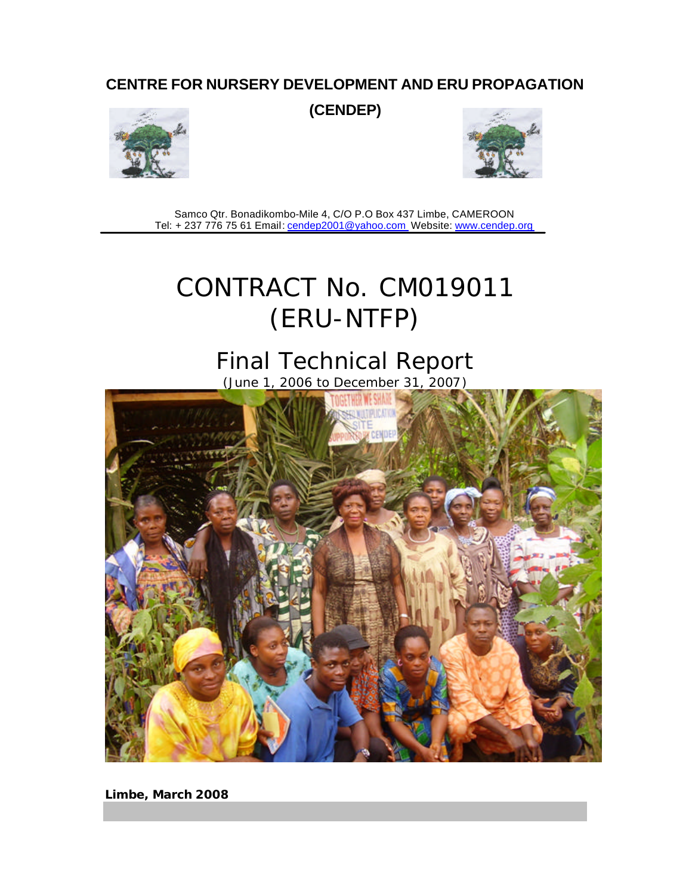**CENTRE FOR NURSERY DEVELOPMENT AND ERU PROPAGATION**

**(CENDEP)**

Samco Qtr. Bonadikombo-Mile 4, C/O P.O Box 437 Limbe, CAMEROON
Tel: + 237 776 75 61 Email: cendep2001@yahoo.com Website: www.cendep.org

# CONTRACT No. CM019011 (ERU-NTFP)

## Final Technical Report

(June 1, 2006 to December 31, 2007)

**Limbe, March 2008**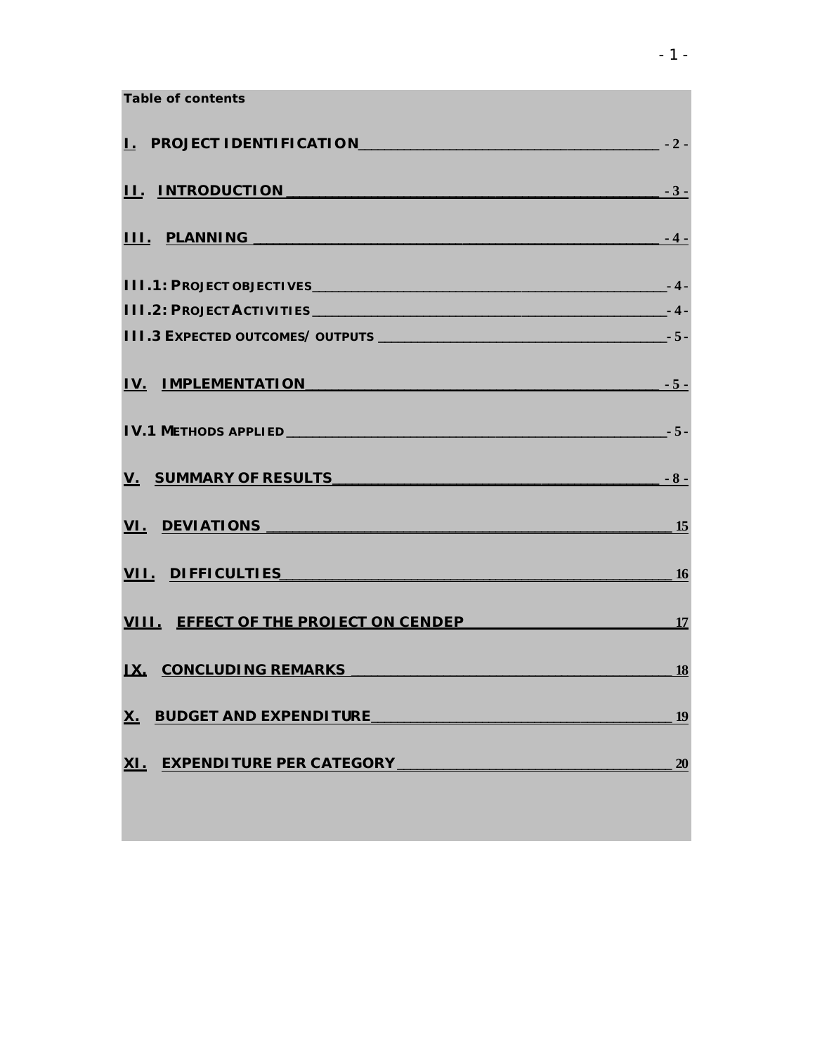**Table of contents**

I. PROJECT IDENTIFICATION - 2 -

II. INTRODUCTION - 3 -

III. PLANNING - 4 -

III.1: PROJECT OBJECTIVES - 4 -

III.2: PROJECT ACTIVITIES - 4 -

III.3 EXPECTED OUTCOMES/ OUTPUTS - 5 -

IV. IMPLEMENTATION - 5 -

IV.1 METHODS APPLIED - 5 -

V. SUMMARY OF RESULTS - 8 -

VI. DEVIATIONS 15

VII. DIFFICULTIES 16

VIII. EFFECT OF THE PROJECT ON CENDEP 17

IX. CONCLUDING REMARKS 18

X. BUDGET AND EXPENDITURE 19

XI. EXPENDITURE PER CATEGORY 20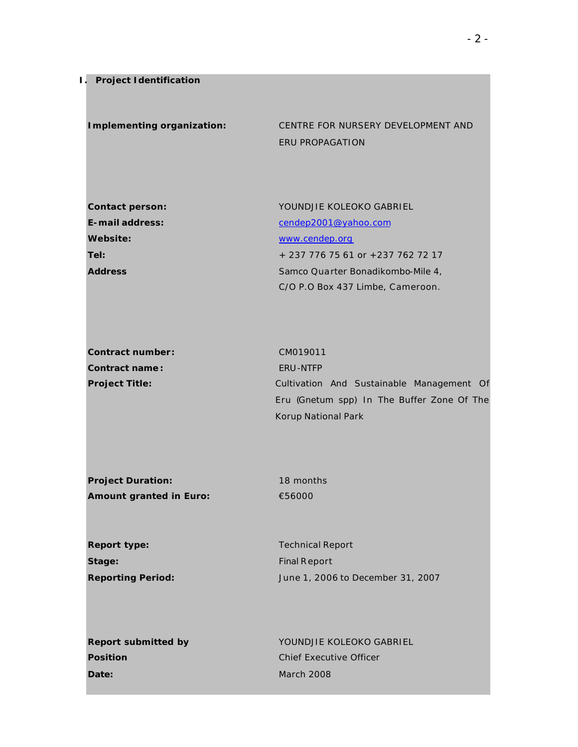## I. Project Identification

**Implementing organization:** CENTRE FOR NURSERY DEVELOPMENT AND ERU PROPAGATION

**Contact person:** YOUNDJIE KOLEOKO GABRIEL
**E-mail address:** cendep2001@yahoo.com
**Website:** www.cendep.org
**Tel:** + 237 776 75 61 or +237 762 72 17
**Address** Samco Quarter Bonadikombo-Mile 4, C/O P.O Box 437 Limbe, Cameroon.

**Contract number:** CM019011
**Contract name:** ERU-NTFP
**Project Title:** Cultivation And Sustainable Management Of Eru (Gnetum spp) In The Buffer Zone Of The Korup National Park

**Project Duration:** 18 months
**Amount granted in Euro:** €56000

**Report type:** Technical Report
**Stage:** Final Report
**Reporting Period:** June 1, 2006 to December 31, 2007

**Report submitted by** YOUNDJIE KOLEOKO GABRIEL
**Position** Chief Executive Officer
**Date:** March 2008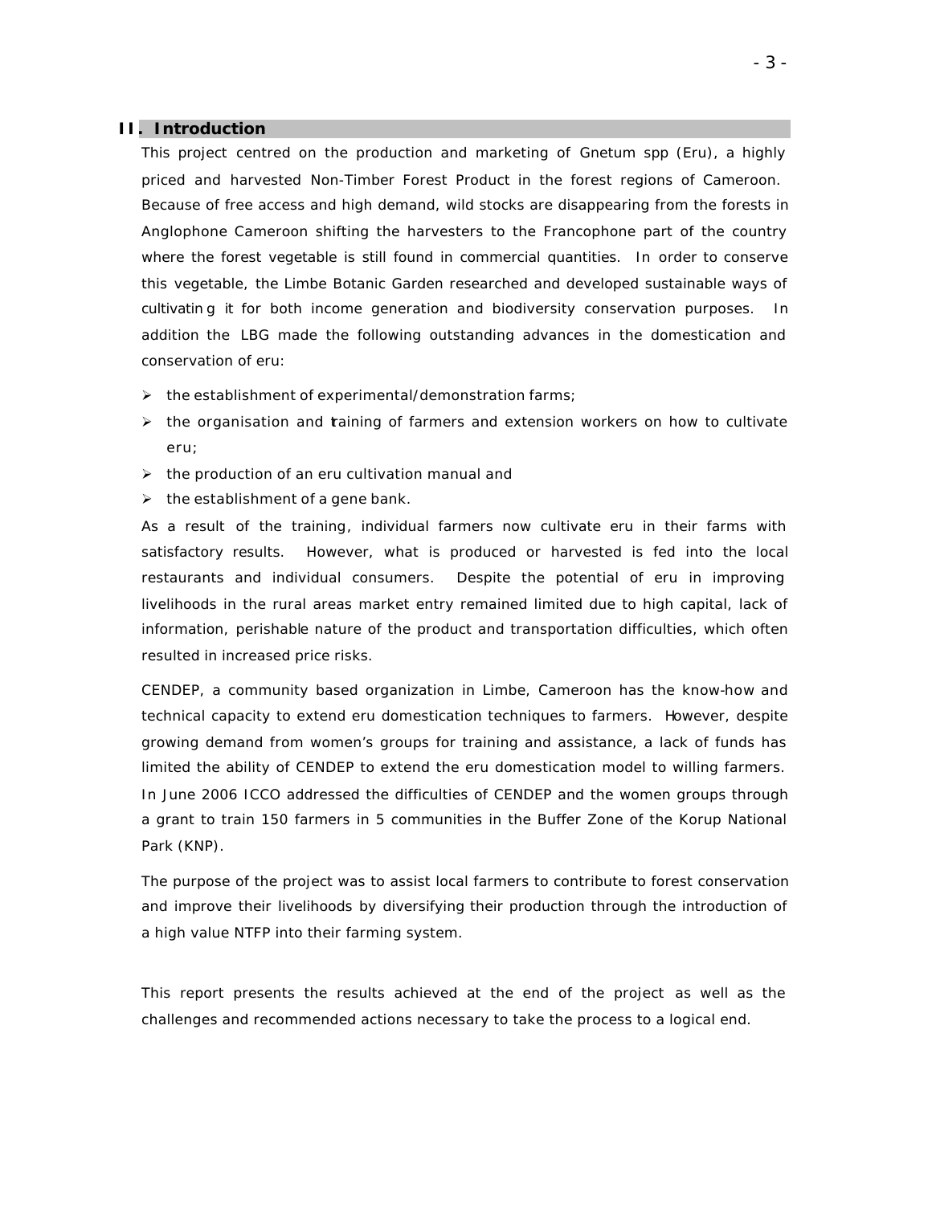## II. Introduction

This project centred on the production and marketing of Gnetum spp (Eru), a highly priced and harvested Non-Timber Forest Product in the forest regions of Cameroon. Because of free access and high demand, wild stocks are disappearing from the forests in Anglophone Cameroon shifting the harvesters to the Francophone part of the country where the forest vegetable is still found in commercial quantities. In order to conserve this vegetable, the Limbe Botanic Garden researched and developed sustainable ways of cultivating it for both income generation and biodiversity conservation purposes. In addition the LBG made the following outstanding advances in the domestication and conservation of eru:

- the establishment of experimental/demonstration farms;
- the organisation and training of farmers and extension workers on how to cultivate eru;
- the production of an eru cultivation manual and
- the establishment of a gene bank.

As a result of the training, individual farmers now cultivate eru in their farms with satisfactory results. However, what is produced or harvested is fed into the local restaurants and individual consumers. Despite the potential of eru in improving livelihoods in the rural areas market entry remained limited due to high capital, lack of information, perishable nature of the product and transportation difficulties, which often resulted in increased price risks.

CENDEP, a community based organization in Limbe, Cameroon has the know-how and technical capacity to extend eru domestication techniques to farmers. However, despite growing demand from women's groups for training and assistance, a lack of funds has limited the ability of CENDEP to extend the eru domestication model to willing farmers. In June 2006 ICCO addressed the difficulties of CENDEP and the women groups through a grant to train 150 farmers in 5 communities in the Buffer Zone of the Korup National Park (KNP).

The purpose of the project was to assist local farmers to contribute to forest conservation and improve their livelihoods by diversifying their production through the introduction of a high value NTFP into their farming system.

This report presents the results achieved at the end of the project as well as the challenges and recommended actions necessary to take the process to a logical end.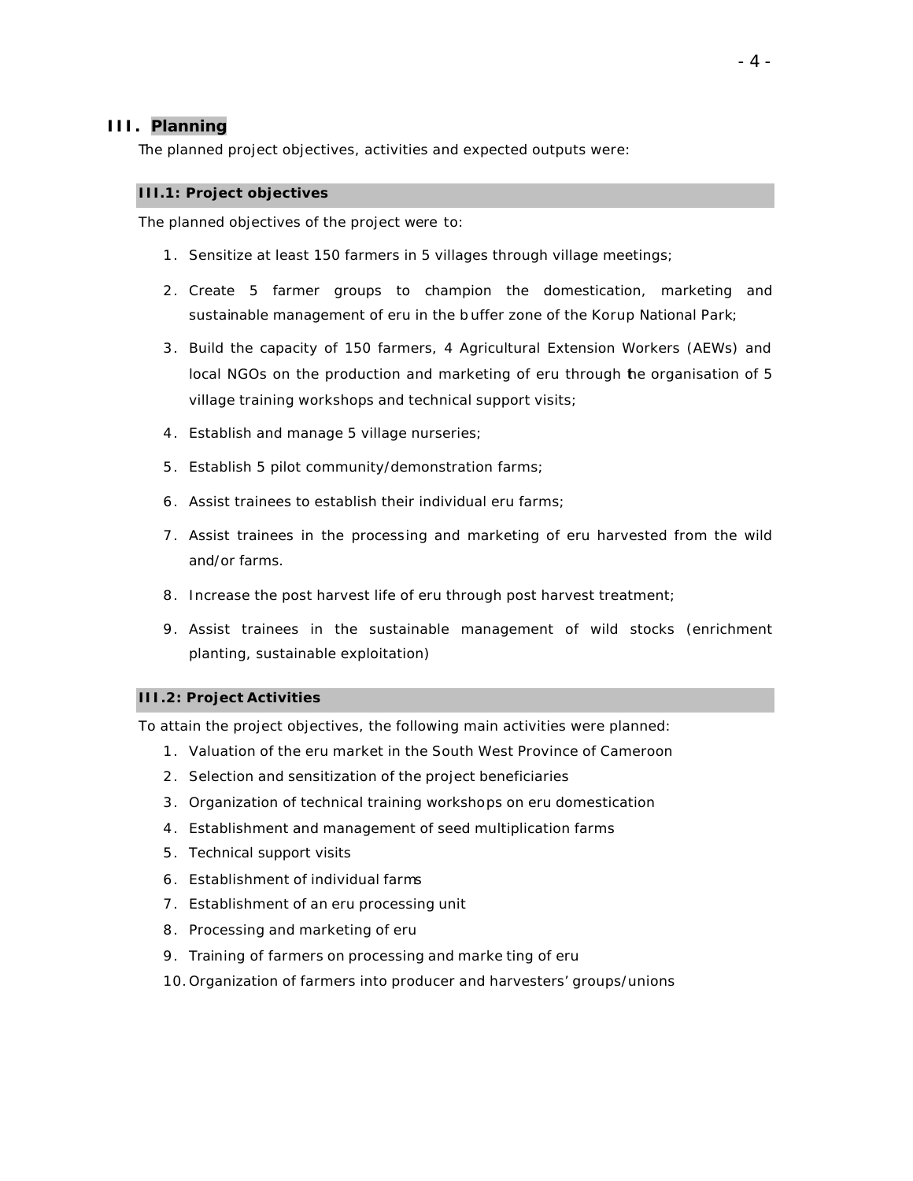## III. Planning

The planned project objectives, activities and expected outputs were:

### III.1: Project objectives

The planned objectives of the project were to:

1. Sensitize at least 150 farmers in 5 villages through village meetings;
2. Create 5 farmer groups to champion the domestication, marketing and sustainable management of eru in the buffer zone of the Korup National Park;
3. Build the capacity of 150 farmers, 4 Agricultural Extension Workers (AEWs) and local NGOs on the production and marketing of eru through the organisation of 5 village training workshops and technical support visits;
4. Establish and manage 5 village nurseries;
5. Establish 5 pilot community/demonstration farms;
6. Assist trainees to establish their individual eru farms;
7. Assist trainees in the processing and marketing of eru harvested from the wild and/or farms.
8. Increase the post harvest life of eru through post harvest treatment;
9. Assist trainees in the sustainable management of wild stocks (enrichment planting, sustainable exploitation)

### III.2: Project Activities

To attain the project objectives, the following main activities were planned:

1. Valuation of the eru market in the South West Province of Cameroon
2. Selection and sensitization of the project beneficiaries
3. Organization of technical training workshops on eru domestication
4. Establishment and management of seed multiplication farms
5. Technical support visits
6. Establishment of individual farms
7. Establishment of an eru processing unit
8. Processing and marketing of eru
9. Training of farmers on processing and marketing of eru
10. Organization of farmers into producer and harvesters' groups/unions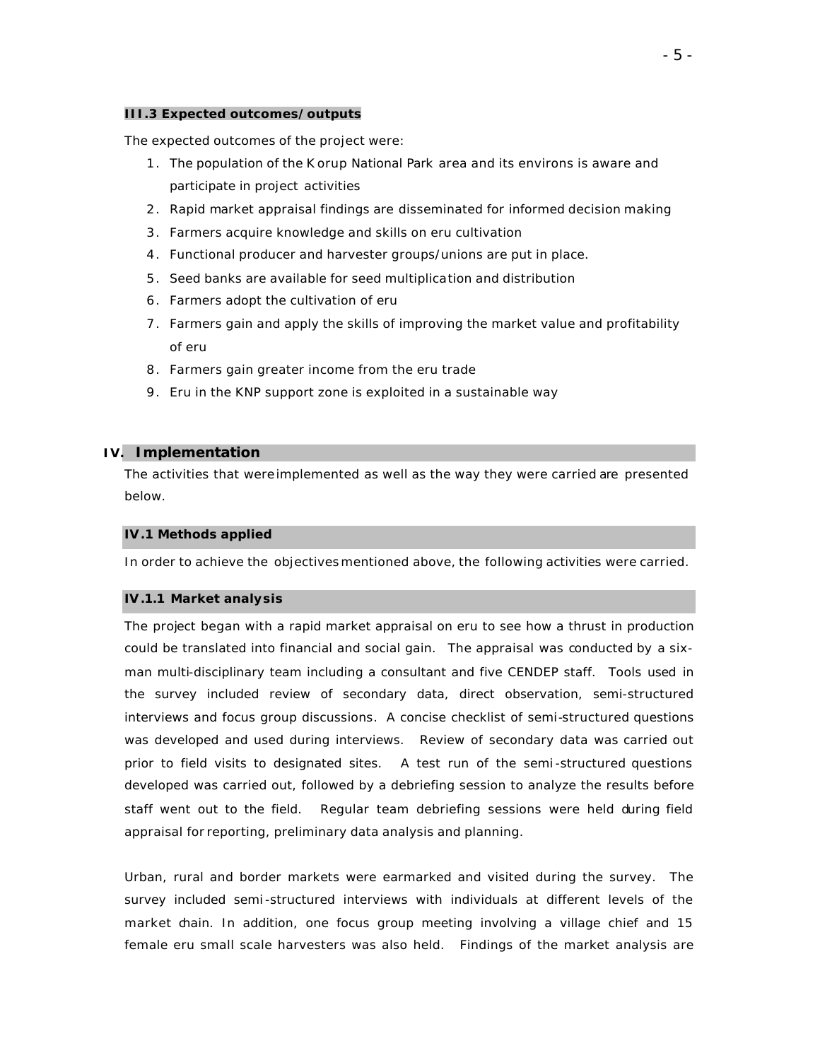### III.3 Expected outcomes/outputs

The expected outcomes of the project were:

1. The population of the Korup National Park area and its environs is aware and participate in project activities
2. Rapid market appraisal findings are disseminated for informed decision making
3. Farmers acquire knowledge and skills on eru cultivation
4. Functional producer and harvester groups/unions are put in place.
5. Seed banks are available for seed multiplication and distribution
6. Farmers adopt the cultivation of eru
7. Farmers gain and apply the skills of improving the market value and profitability of eru
8. Farmers gain greater income from the eru trade
9. Eru in the KNP support zone is exploited in a sustainable way

## IV. Implementation

The activities that were implemented as well as the way they were carried are presented below.

### IV.1 Methods applied

In order to achieve the objectives mentioned above, the following activities were carried.

### IV.1.1 Market analysis

The project began with a rapid market appraisal on eru to see how a thrust in production could be translated into financial and social gain. The appraisal was conducted by a six-man multi-disciplinary team including a consultant and five CENDEP staff. Tools used in the survey included review of secondary data, direct observation, semi-structured interviews and focus group discussions. A concise checklist of semi-structured questions was developed and used during interviews. Review of secondary data was carried out prior to field visits to designated sites. A test run of the semi-structured questions developed was carried out, followed by a debriefing session to analyze the results before staff went out to the field. Regular team debriefing sessions were held during field appraisal for reporting, preliminary data analysis and planning.

Urban, rural and border markets were earmarked and visited during the survey. The survey included semi-structured interviews with individuals at different levels of the market chain. In addition, one focus group meeting involving a village chief and 15 female eru small scale harvesters was also held. Findings of the market analysis are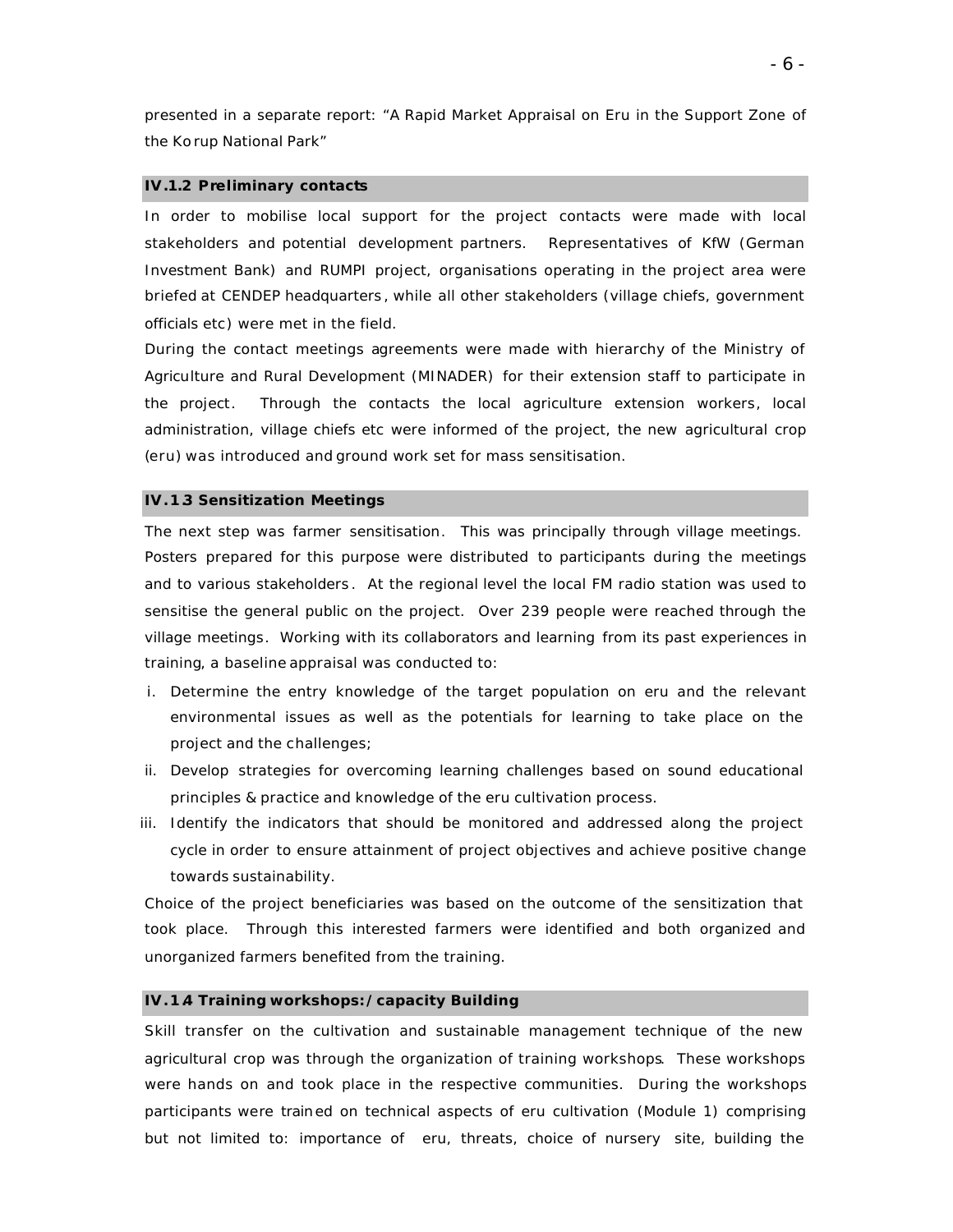presented in a separate report: "A Rapid Market Appraisal on Eru in the Support Zone of the Korup National Park"

### IV.1.2 Preliminary contacts

In order to mobilise local support for the project contacts were made with local stakeholders and potential development partners. Representatives of KfW (German Investment Bank) and RUMPI project, organisations operating in the project area were briefed at CENDEP headquarters, while all other stakeholders (village chiefs, government officials etc) were met in the field.

During the contact meetings agreements were made with hierarchy of the Ministry of Agriculture and Rural Development (MINADER) for their extension staff to participate in the project. Through the contacts the local agriculture extension workers, local administration, village chiefs etc were informed of the project, the new agricultural crop (eru) was introduced and ground work set for mass sensitisation.

### IV.1.3 Sensitization Meetings

The next step was farmer sensitisation. This was principally through village meetings. Posters prepared for this purpose were distributed to participants during the meetings and to various stakeholders. At the regional level the local FM radio station was used to sensitise the general public on the project. Over 239 people were reached through the village meetings. Working with its collaborators and learning from its past experiences in training, a baseline appraisal was conducted to:

i. Determine the entry knowledge of the target population on eru and the relevant environmental issues as well as the potentials for learning to take place on the project and the challenges;
ii. Develop strategies for overcoming learning challenges based on sound educational principles & practice and knowledge of the eru cultivation process.
iii. Identify the indicators that should be monitored and addressed along the project cycle in order to ensure attainment of project objectives and achieve positive change towards sustainability.

Choice of the project beneficiaries was based on the outcome of the sensitization that took place. Through this interested farmers were identified and both organized and unorganized farmers benefited from the training.

### IV.1.4 Training workshops:/capacity Building

Skill transfer on the cultivation and sustainable management technique of the new agricultural crop was through the organization of training workshops. These workshops were hands on and took place in the respective communities. During the workshops participants were trained on technical aspects of eru cultivation (Module 1) comprising but not limited to: importance of eru, threats, choice of nursery site, building the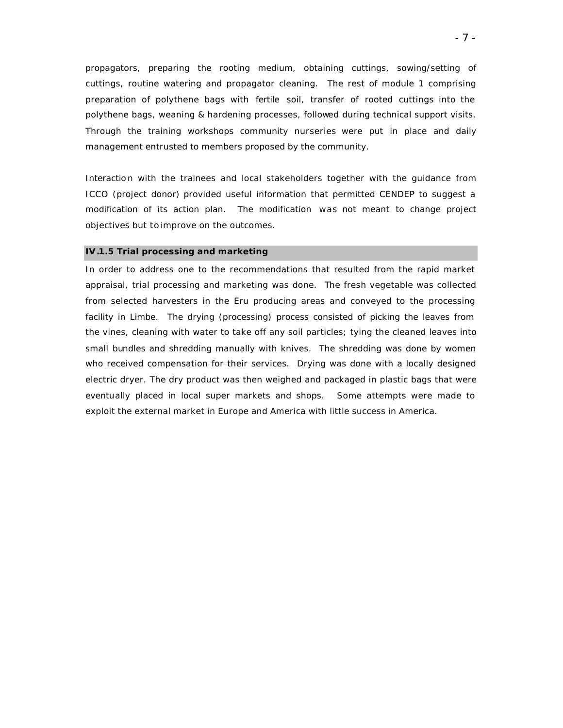propagators, preparing the rooting medium, obtaining cuttings, sowing/setting of cuttings, routine watering and propagator cleaning. The rest of module 1 comprising preparation of polythene bags with fertile soil, transfer of rooted cuttings into the polythene bags, weaning & hardening processes, followed during technical support visits. Through the training workshops community nurseries were put in place and daily management entrusted to members proposed by the community.

Interaction with the trainees and local stakeholders together with the guidance from ICCO (project donor) provided useful information that permitted CENDEP to suggest a modification of its action plan. The modification was not meant to change project objectives but to improve on the outcomes.

### IV.1.5 Trial processing and marketing

In order to address one to the recommendations that resulted from the rapid market appraisal, trial processing and marketing was done. The fresh vegetable was collected from selected harvesters in the Eru producing areas and conveyed to the processing facility in Limbe. The drying (processing) process consisted of picking the leaves from the vines, cleaning with water to take off any soil particles; tying the cleaned leaves into small bundles and shredding manually with knives. The shredding was done by women who received compensation for their services. Drying was done with a locally designed electric dryer. The dry product was then weighed and packaged in plastic bags that were eventually placed in local super markets and shops. Some attempts were made to exploit the external market in Europe and America with little success in America.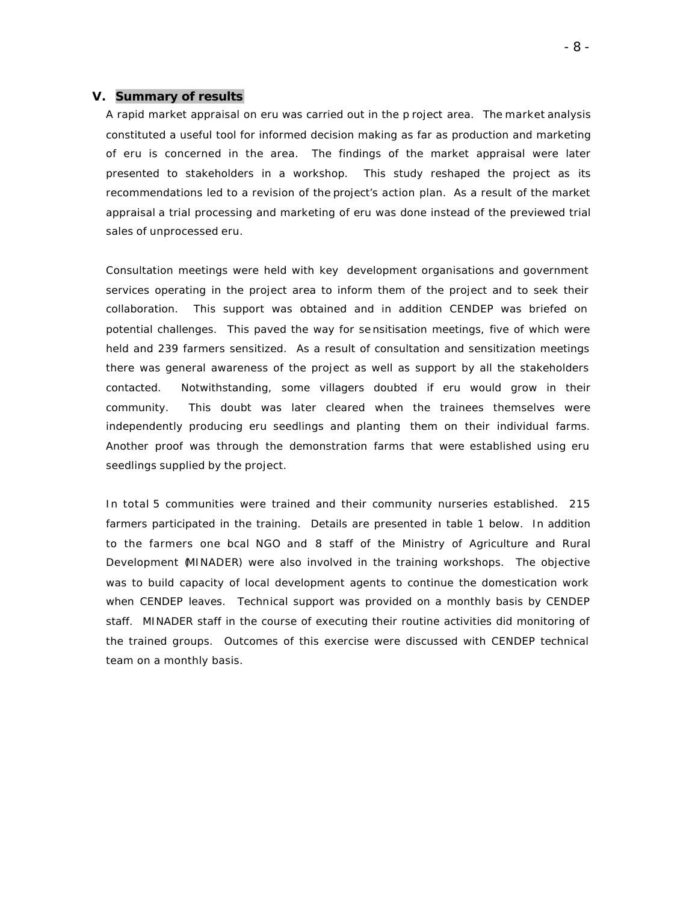## V. Summary of results

A rapid market appraisal on eru was carried out in the project area. The market analysis constituted a useful tool for informed decision making as far as production and marketing of eru is concerned in the area. The findings of the market appraisal were later presented to stakeholders in a workshop. This study reshaped the project as its recommendations led to a revision of the project's action plan. As a result of the market appraisal a trial processing and marketing of eru was done instead of the previewed trial sales of unprocessed eru.

Consultation meetings were held with key development organisations and government services operating in the project area to inform them of the project and to seek their collaboration. This support was obtained and in addition CENDEP was briefed on potential challenges. This paved the way for sensitisation meetings, five of which were held and 239 farmers sensitized. As a result of consultation and sensitization meetings there was general awareness of the project as well as support by all the stakeholders contacted. Notwithstanding, some villagers doubted if eru would grow in their community. This doubt was later cleared when the trainees themselves were independently producing eru seedlings and planting them on their individual farms. Another proof was through the demonstration farms that were established using eru seedlings supplied by the project.

In total 5 communities were trained and their community nurseries established. 215 farmers participated in the training. Details are presented in table 1 below. In addition to the farmers one local NGO and 8 staff of the Ministry of Agriculture and Rural Development (MINADER) were also involved in the training workshops. The objective was to build capacity of local development agents to continue the domestication work when CENDEP leaves. Technical support was provided on a monthly basis by CENDEP staff. MINADER staff in the course of executing their routine activities did monitoring of the trained groups. Outcomes of this exercise were discussed with CENDEP technical team on a monthly basis.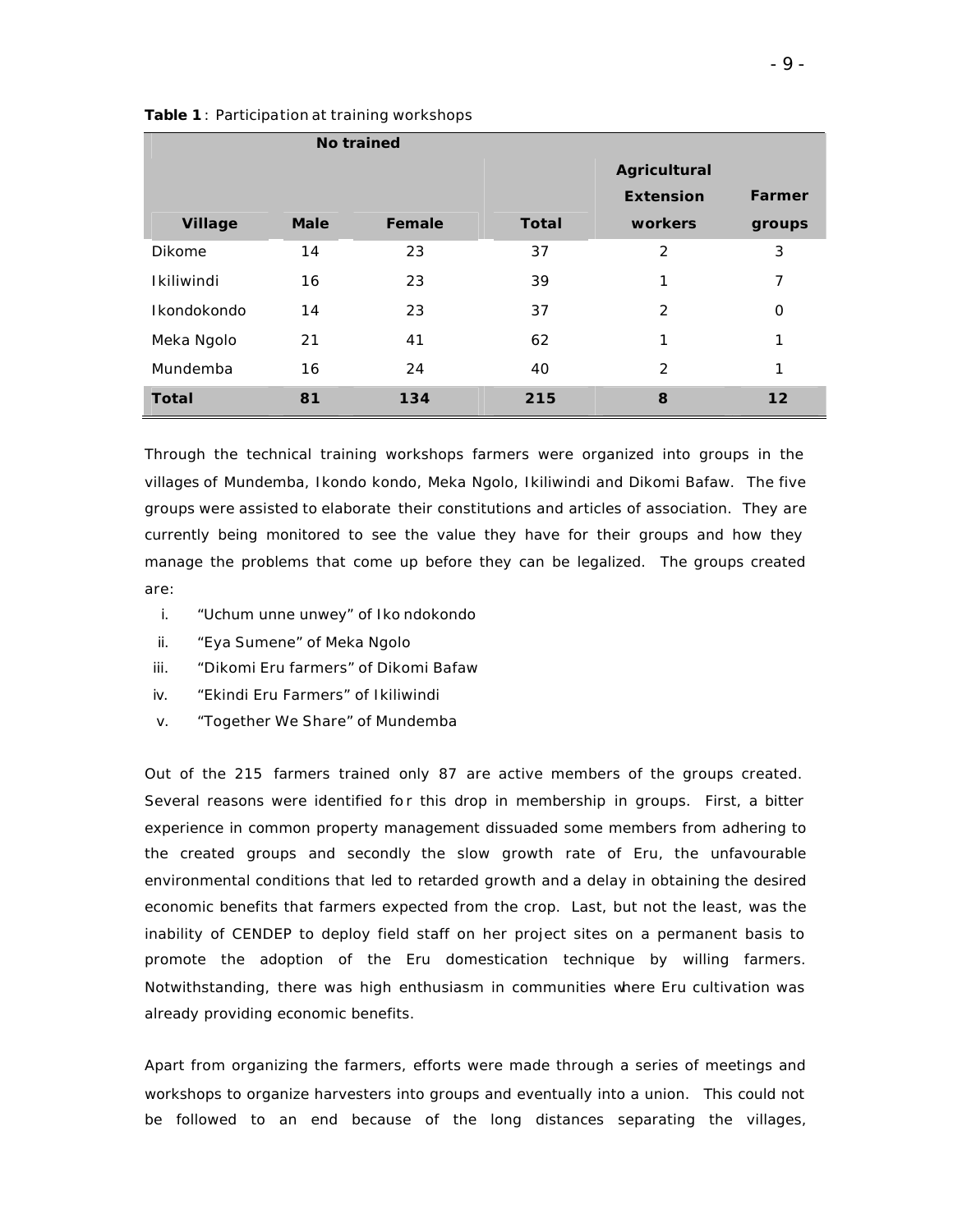**Table 1**: Participation at training workshops

| Village | No trained Male | Female | Total | Agricultural Extension workers | Farmer groups |
|---|---|---|---|---|---|
| Dikome | 14 | 23 | 37 | 2 | 3 |
| Ikiliwindi | 16 | 23 | 39 | 1 | 7 |
| Ikondokondo | 14 | 23 | 37 | 2 | 0 |
| Meka Ngolo | 21 | 41 | 62 | 1 | 1 |
| Mundemba | 16 | 24 | 40 | 2 | 1 |
| **Total** | **81** | **134** | **215** | **8** | **12** |

Through the technical training workshops farmers were organized into groups in the villages of Mundemba, Ikondo kondo, Meka Ngolo, Ikiliwindi and Dikomi Bafaw. The five groups were assisted to elaborate their constitutions and articles of association. They are currently being monitored to see the value they have for their groups and how they manage the problems that come up before they can be legalized. The groups created are:

i. "Uchum unne unwey" of Iko ndokondo
ii. "Eya Sumene" of Meka Ngolo
iii. "Dikomi Eru farmers" of Dikomi Bafaw
iv. "Ekindi Eru Farmers" of Ikiliwindi
v. "Together We Share" of Mundemba

Out of the 215 farmers trained only 87 are active members of the groups created. Several reasons were identified for this drop in membership in groups. First, a bitter experience in common property management dissuaded some members from adhering to the created groups and secondly the slow growth rate of Eru, the unfavourable environmental conditions that led to retarded growth and a delay in obtaining the desired economic benefits that farmers expected from the crop. Last, but not the least, was the inability of CENDEP to deploy field staff on her project sites on a permanent basis to promote the adoption of the Eru domestication technique by willing farmers. Notwithstanding, there was high enthusiasm in communities where Eru cultivation was already providing economic benefits.

Apart from organizing the farmers, efforts were made through a series of meetings and workshops to organize harvesters into groups and eventually into a union. This could not be followed to an end because of the long distances separating the villages,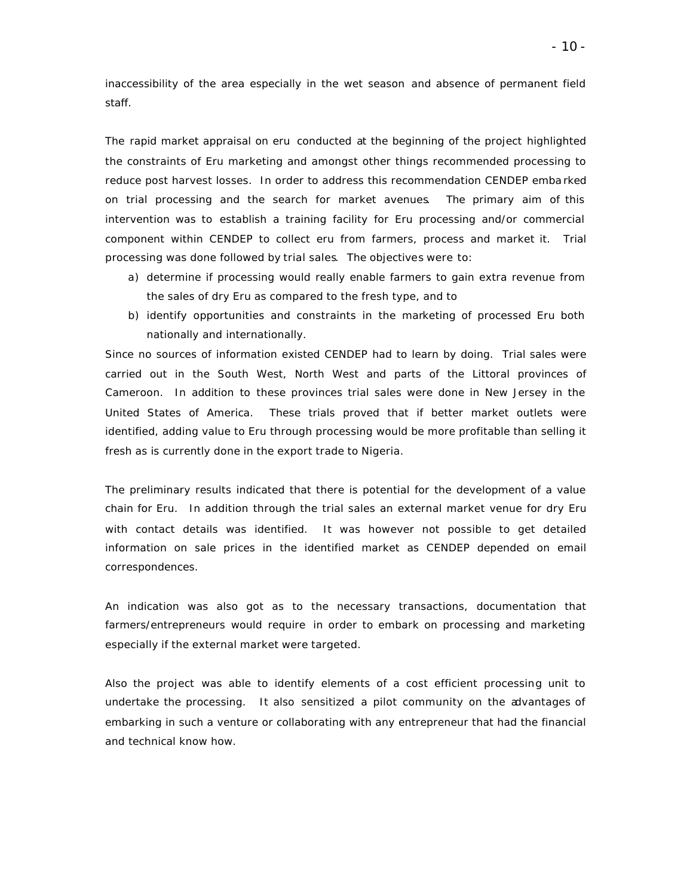inaccessibility of the area especially in the wet season and absence of permanent field staff.

The rapid market appraisal on eru conducted at the beginning of the project highlighted the constraints of Eru marketing and amongst other things recommended processing to reduce post harvest losses. In order to address this recommendation CENDEP embarked on trial processing and the search for market avenues. The primary aim of this intervention was to establish a training facility for Eru processing and/or commercial component within CENDEP to collect eru from farmers, process and market it. Trial processing was done followed by trial sales. The objectives were to:

a) determine if processing would really enable farmers to gain extra revenue from the sales of dry Eru as compared to the fresh type, and to
b) identify opportunities and constraints in the marketing of processed Eru both nationally and internationally.

Since no sources of information existed CENDEP had to learn by doing. Trial sales were carried out in the South West, North West and parts of the Littoral provinces of Cameroon. In addition to these provinces trial sales were done in New Jersey in the United States of America. These trials proved that if better market outlets were identified, adding value to Eru through processing would be more profitable than selling it fresh as is currently done in the export trade to Nigeria.

The preliminary results indicated that there is potential for the development of a value chain for Eru. In addition through the trial sales an external market venue for dry Eru with contact details was identified. It was however not possible to get detailed information on sale prices in the identified market as CENDEP depended on email correspondences.

An indication was also got as to the necessary transactions, documentation that farmers/entrepreneurs would require in order to embark on processing and marketing especially if the external market were targeted.

Also the project was able to identify elements of a cost efficient processing unit to undertake the processing. It also sensitized a pilot community on the advantages of embarking in such a venture or collaborating with any entrepreneur that had the financial and technical know how.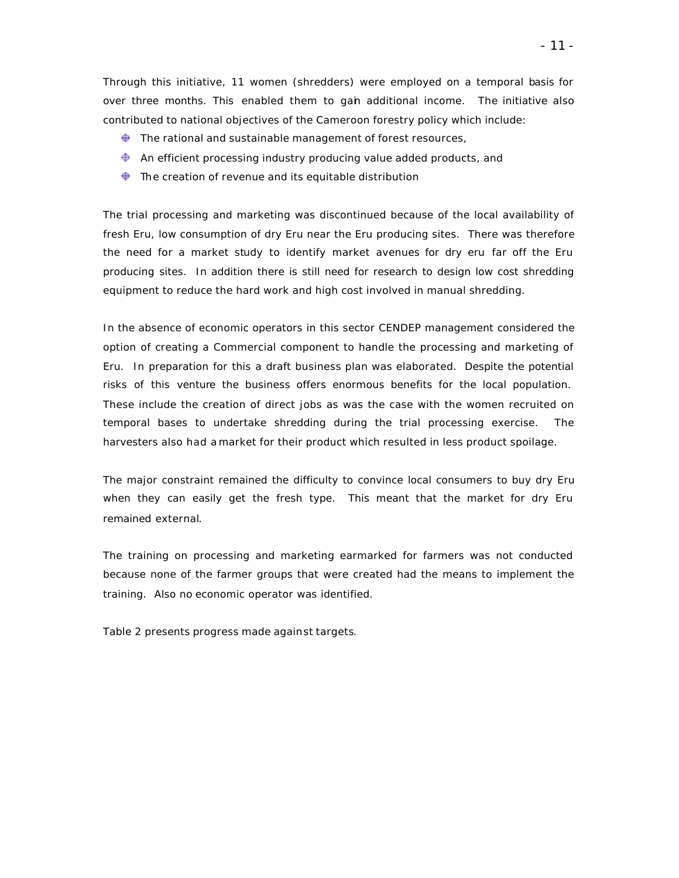Through this initiative, 11 women (shredders) were employed on a temporal basis for over three months. This enabled them to gain additional income. The initiative also contributed to national objectives of the Cameroon forestry policy which include:

- The rational and sustainable management of forest resources,
- An efficient processing industry producing value added products, and
- The creation of revenue and its equitable distribution

The trial processing and marketing was discontinued because of the local availability of fresh Eru, low consumption of dry Eru near the Eru producing sites. There was therefore the need for a market study to identify market avenues for dry eru far off the Eru producing sites. In addition there is still need for research to design low cost shredding equipment to reduce the hard work and high cost involved in manual shredding.

In the absence of economic operators in this sector CENDEP management considered the option of creating a Commercial component to handle the processing and marketing of Eru. In preparation for this a draft business plan was elaborated. Despite the potential risks of this venture the business offers enormous benefits for the local population. These include the creation of direct jobs as was the case with the women recruited on temporal bases to undertake shredding during the trial processing exercise. The harvesters also had a market for their product which resulted in less product spoilage.

The major constraint remained the difficulty to convince local consumers to buy dry Eru when they can easily get the fresh type. This meant that the market for dry Eru remained external.

The training on processing and marketing earmarked for farmers was not conducted because none of the farmer groups that were created had the means to implement the training. Also no economic operator was identified.

Table 2 presents progress made against targets.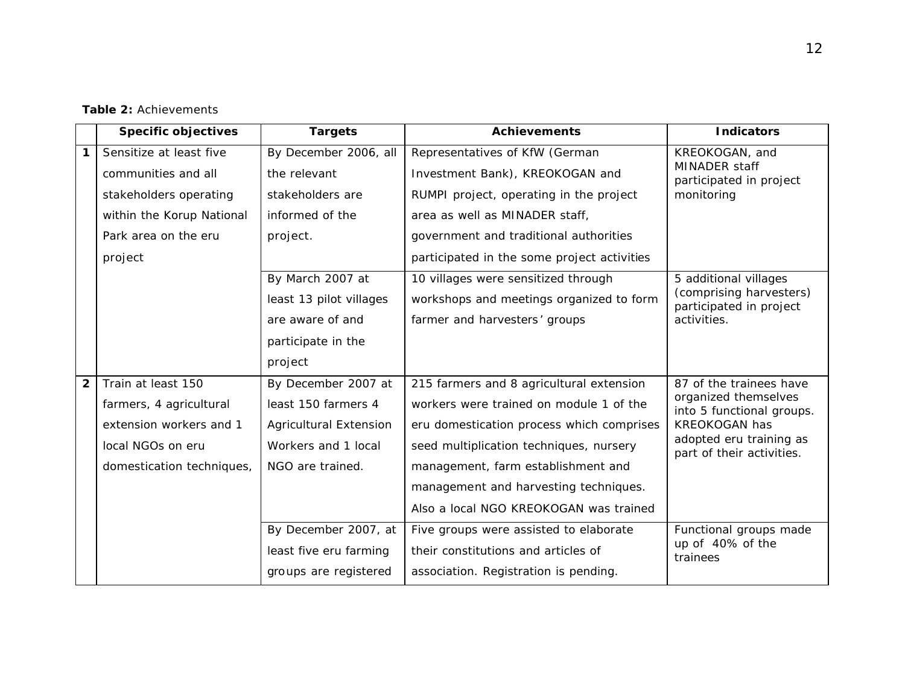**Table 2:** Achievements

| | Specific objectives | Targets | Achievements | Indicators |
|---|---|---|---|---|
| 1 | Sensitize at least five communities and all stakeholders operating within the Korup National Park area on the eru project | By December 2006, all the relevant stakeholders are informed of the project. | Representatives of KfW (German Investment Bank), KREOKOGAN and RUMPI project, operating in the project area as well as MINADER staff, government and traditional authorities participated in the some project activities | KREOKOGAN, and MINADER staff participated in project monitoring |
| | | By March 2007 at least 13 pilot villages are aware of and participate in the project | 10 villages were sensitized through workshops and meetings organized to form farmer and harvesters' groups | 5 additional villages (comprising harvesters) participated in project activities. |
| 2 | Train at least 150 farmers, 4 agricultural extension workers and 1 local NGOs on eru domestication techniques, | By December 2007 at least 150 farmers 4 Agricultural Extension Workers and 1 local NGO are trained. | 215 farmers and 8 agricultural extension workers were trained on module 1 of the eru domestication process which comprises seed multiplication techniques, nursery management, farm establishment and management and harvesting techniques. Also a local NGO KREOKOGAN was trained | 87 of the trainees have organized themselves into 5 functional groups. KREOKOGAN has adopted eru training as part of their activities. |
| | | By December 2007, at least five eru farming groups are registered | Five groups were assisted to elaborate their constitutions and articles of association. Registration is pending. | Functional groups made up of 40% of the trainees |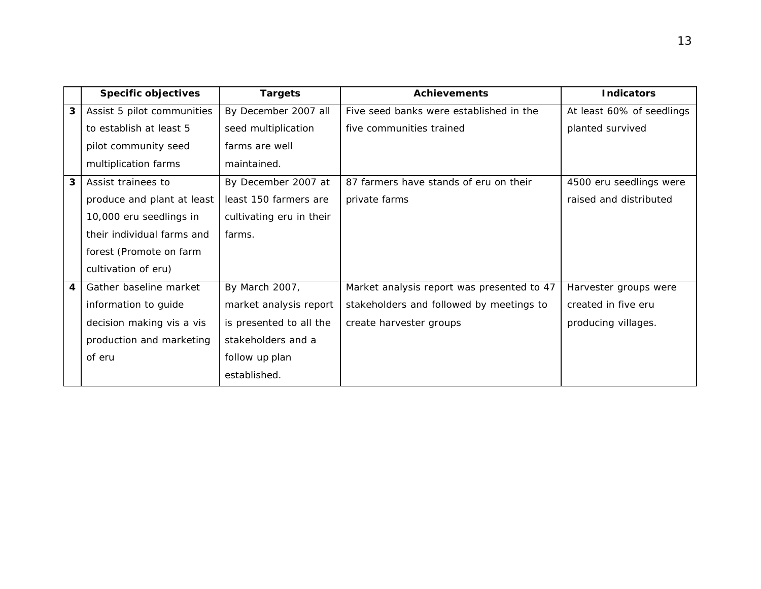| | Specific objectives | Targets | Achievements | Indicators |
|---|---|---|---|---|
| 3 | Assist 5 pilot communities to establish at least 5 pilot community seed multiplication farms | By December 2007 all seed multiplication farms are well maintained. | Five seed banks were established in the five communities trained | At least 60% of seedlings planted survived |
| 3 | Assist trainees to produce and plant at least 10,000 eru seedlings in their individual farms and forest (Promote on farm cultivation of eru) | By December 2007 at least 150 farmers are cultivating eru in their farms. | 87 farmers have stands of eru on their private farms | 4500 eru seedlings were raised and distributed |
| 4 | Gather baseline market information to guide decision making vis a vis production and marketing of eru | By March 2007, market analysis report is presented to all the stakeholders and a follow up plan established. | Market analysis report was presented to 47 stakeholders and followed by meetings to create harvester groups | Harvester groups were created in five eru producing villages. |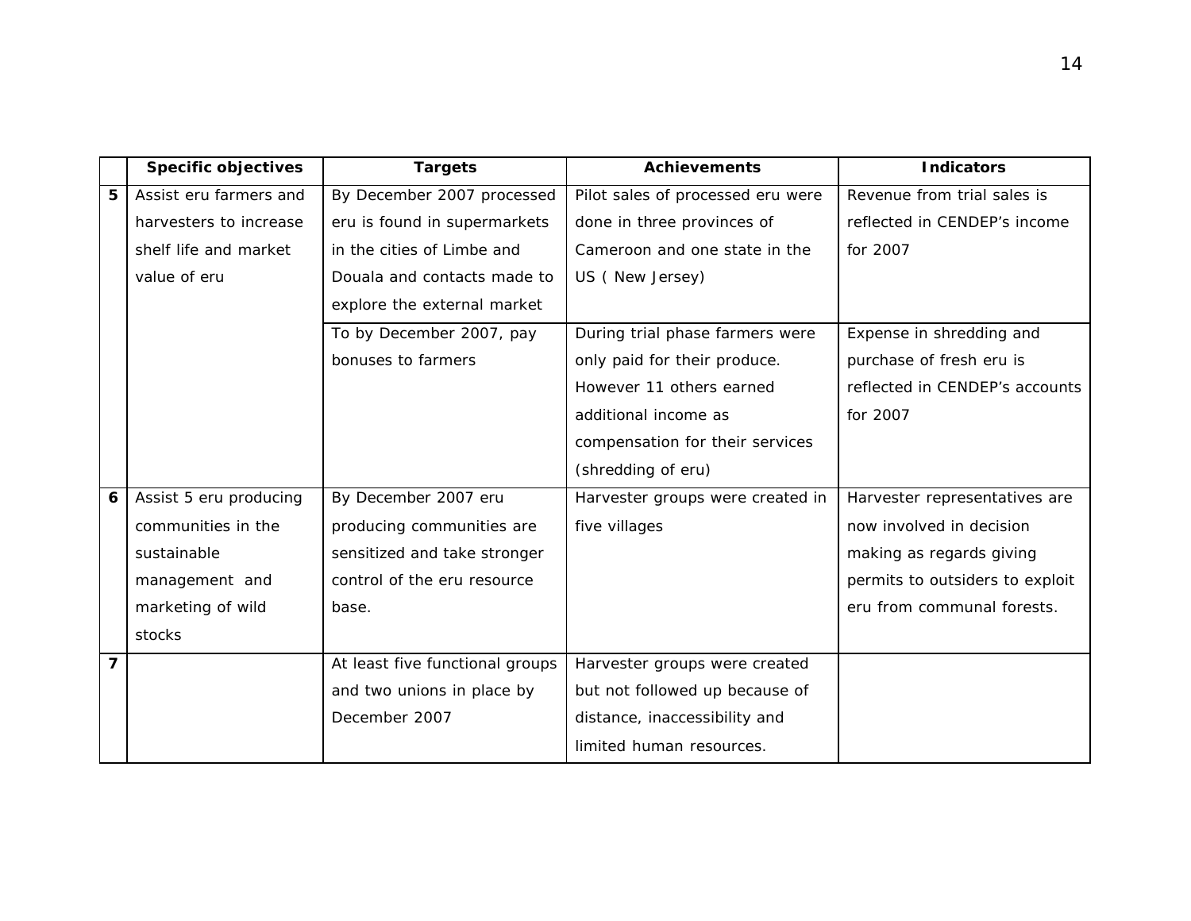| | Specific objectives | Targets | Achievements | Indicators |
|---|---|---|---|---|
| 5 | Assist eru farmers and harvesters to increase shelf life and market value of eru | By December 2007 processed eru is found in supermarkets in the cities of Limbe and Douala and contacts made to explore the external market | Pilot sales of processed eru were done in three provinces of Cameroon and one state in the US ( New Jersey) | Revenue from trial sales is reflected in CENDEP's income for 2007 |
| | | To by December 2007, pay bonuses to farmers | During trial phase farmers were only paid for their produce. However 11 others earned additional income as compensation for their services (shredding of eru) | Expense in shredding and purchase of fresh eru is reflected in CENDEP's accounts for 2007 |
| 6 | Assist 5 eru producing communities in the sustainable management and marketing of wild stocks | By December 2007 eru producing communities are sensitized and take stronger control of the eru resource base. | Harvester groups were created in five villages | Harvester representatives are now involved in decision making as regards giving permits to outsiders to exploit eru from communal forests. |
| 7 | | At least five functional groups and two unions in place by December 2007 | Harvester groups were created but not followed up because of distance, inaccessibility and limited human resources. | |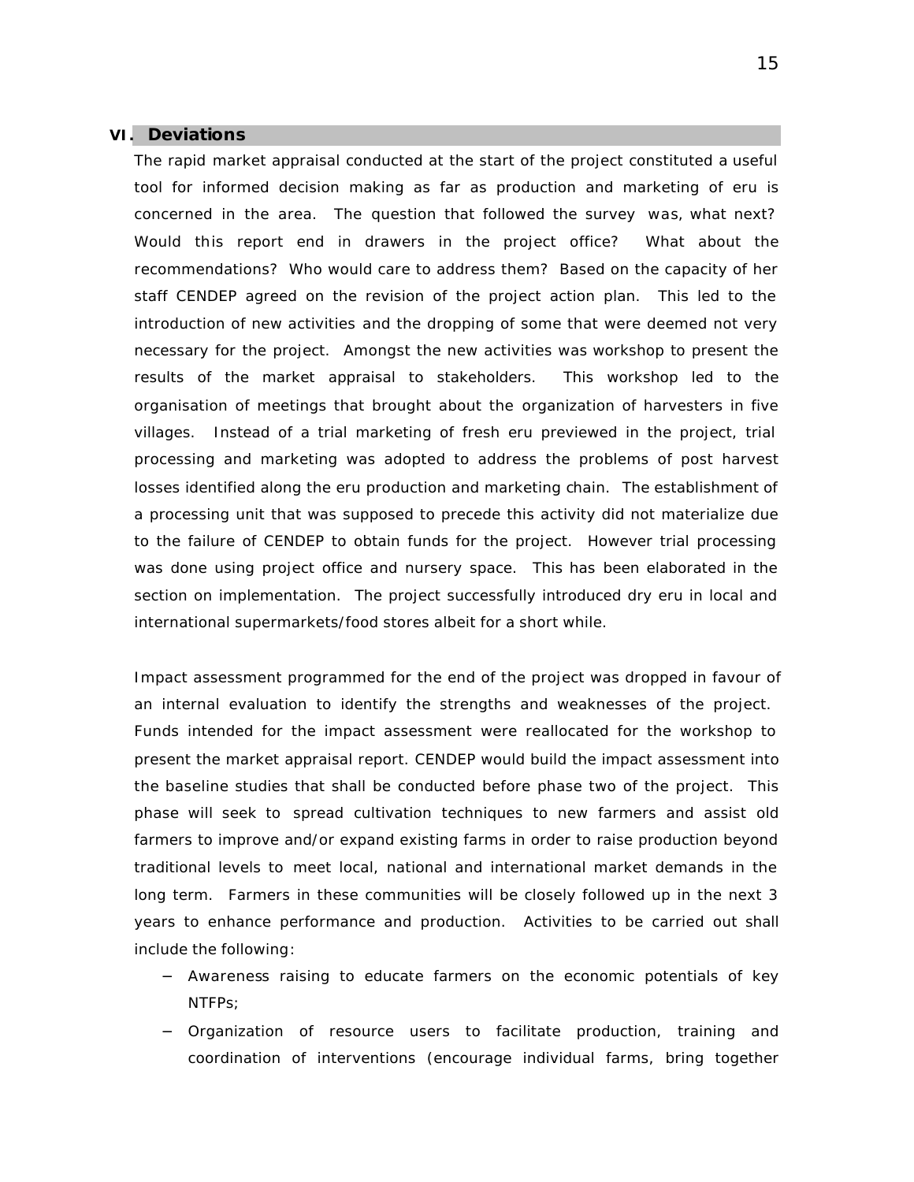## VI. Deviations

The rapid market appraisal conducted at the start of the project constituted a useful tool for informed decision making as far as production and marketing of eru is concerned in the area. The question that followed the survey was, what next? Would this report end in drawers in the project office? What about the recommendations? Who would care to address them? Based on the capacity of her staff CENDEP agreed on the revision of the project action plan. This led to the introduction of new activities and the dropping of some that were deemed not very necessary for the project. Amongst the new activities was workshop to present the results of the market appraisal to stakeholders. This workshop led to the organisation of meetings that brought about the organization of harvesters in five villages. Instead of a trial marketing of fresh eru previewed in the project, trial processing and marketing was adopted to address the problems of post harvest losses identified along the eru production and marketing chain. The establishment of a processing unit that was supposed to precede this activity did not materialize due to the failure of CENDEP to obtain funds for the project. However trial processing was done using project office and nursery space. This has been elaborated in the section on implementation. The project successfully introduced dry eru in local and international supermarkets/food stores albeit for a short while.

Impact assessment programmed for the end of the project was dropped in favour of an internal evaluation to identify the strengths and weaknesses of the project. Funds intended for the impact assessment were reallocated for the workshop to present the market appraisal report. CENDEP would build the impact assessment into the baseline studies that shall be conducted before phase two of the project. This phase will seek to spread cultivation techniques to new farmers and assist old farmers to improve and/or expand existing farms in order to raise production beyond traditional levels to meet local, national and international market demands in the long term. Farmers in these communities will be closely followed up in the next 3 years to enhance performance and production. Activities to be carried out shall include the following:

- Awareness raising to educate farmers on the economic potentials of key NTFPs;
- Organization of resource users to facilitate production, training and coordination of interventions (encourage individual farms, bring together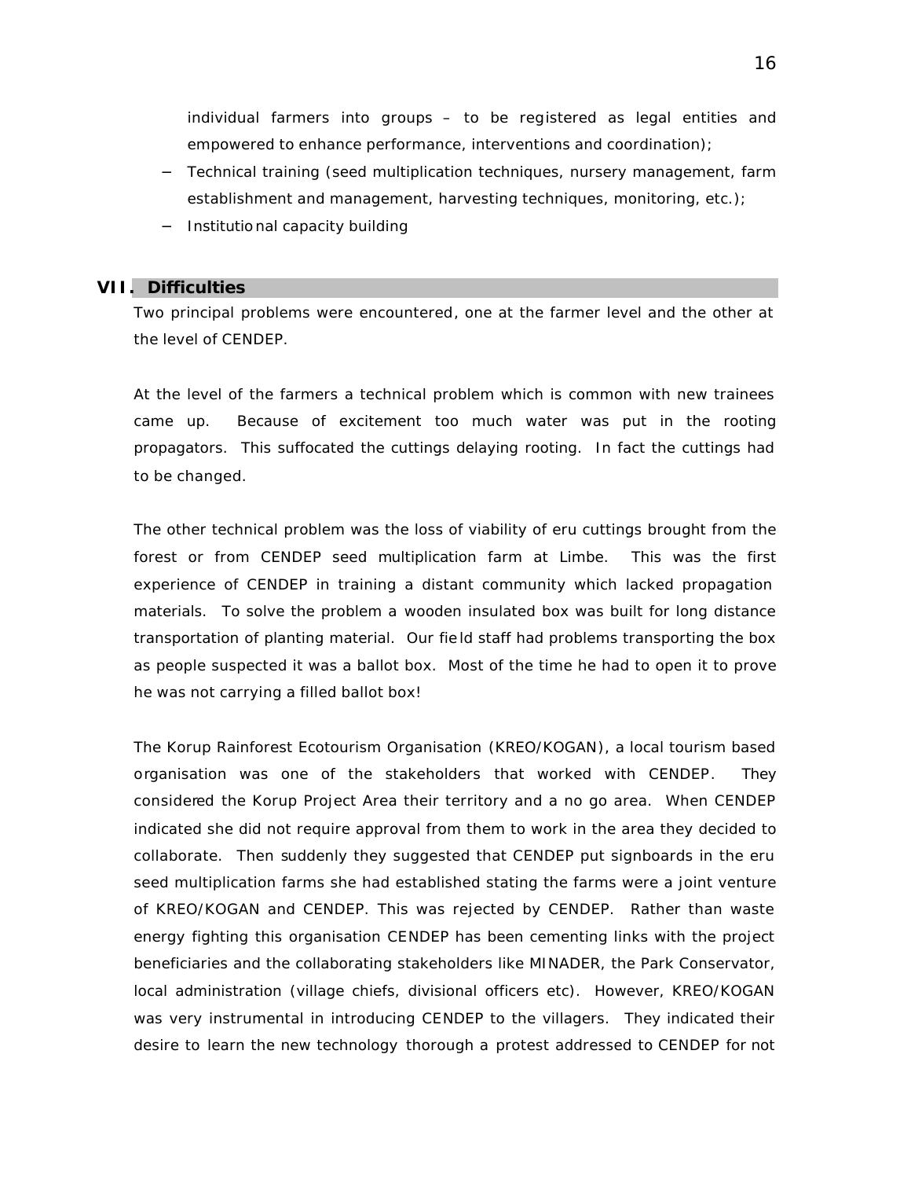individual farmers into groups – to be registered as legal entities and empowered to enhance performance, interventions and coordination);

- Technical training (seed multiplication techniques, nursery management, farm establishment and management, harvesting techniques, monitoring, etc.);
- Institutional capacity building

## VII. Difficulties

Two principal problems were encountered, one at the farmer level and the other at the level of CENDEP.

At the level of the farmers a technical problem which is common with new trainees came up. Because of excitement too much water was put in the rooting propagators. This suffocated the cuttings delaying rooting. In fact the cuttings had to be changed.

The other technical problem was the loss of viability of eru cuttings brought from the forest or from CENDEP seed multiplication farm at Limbe. This was the first experience of CENDEP in training a distant community which lacked propagation materials. To solve the problem a wooden insulated box was built for long distance transportation of planting material. Our field staff had problems transporting the box as people suspected it was a ballot box. Most of the time he had to open it to prove he was not carrying a filled ballot box!

The Korup Rainforest Ecotourism Organisation (KREO/KOGAN), a local tourism based organisation was one of the stakeholders that worked with CENDEP. They considered the Korup Project Area their territory and a no go area. When CENDEP indicated she did not require approval from them to work in the area they decided to collaborate. Then suddenly they suggested that CENDEP put signboards in the eru seed multiplication farms she had established stating the farms were a joint venture of KREO/KOGAN and CENDEP. This was rejected by CENDEP. Rather than waste energy fighting this organisation CENDEP has been cementing links with the project beneficiaries and the collaborating stakeholders like MINADER, the Park Conservator, local administration (village chiefs, divisional officers etc). However, KREO/KOGAN was very instrumental in introducing CENDEP to the villagers. They indicated their desire to learn the new technology thorough a protest addressed to CENDEP for not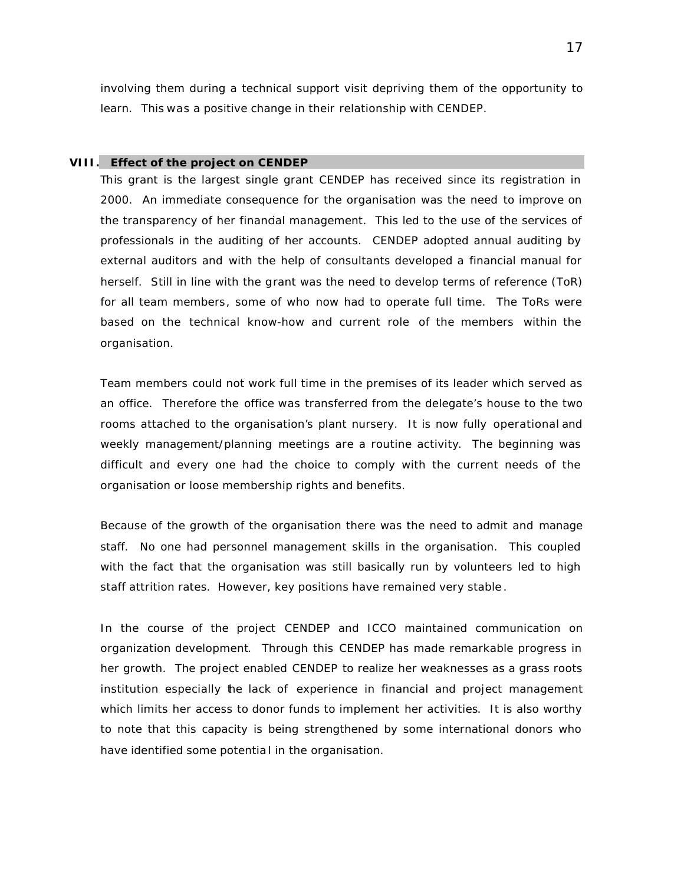involving them during a technical support visit depriving them of the opportunity to learn. This was a positive change in their relationship with CENDEP.

## VIII. Effect of the project on CENDEP

This grant is the largest single grant CENDEP has received since its registration in 2000. An immediate consequence for the organisation was the need to improve on the transparency of her financial management. This led to the use of the services of professionals in the auditing of her accounts. CENDEP adopted annual auditing by external auditors and with the help of consultants developed a financial manual for herself. Still in line with the grant was the need to develop terms of reference (ToR) for all team members, some of who now had to operate full time. The ToRs were based on the technical know-how and current role of the members within the organisation.

Team members could not work full time in the premises of its leader which served as an office. Therefore the office was transferred from the delegate's house to the two rooms attached to the organisation's plant nursery. It is now fully operational and weekly management/planning meetings are a routine activity. The beginning was difficult and every one had the choice to comply with the current needs of the organisation or loose membership rights and benefits.

Because of the growth of the organisation there was the need to admit and manage staff. No one had personnel management skills in the organisation. This coupled with the fact that the organisation was still basically run by volunteers led to high staff attrition rates. However, key positions have remained very stable.

In the course of the project CENDEP and ICCO maintained communication on organization development. Through this CENDEP has made remarkable progress in her growth. The project enabled CENDEP to realize her weaknesses as a grass roots institution especially the lack of experience in financial and project management which limits her access to donor funds to implement her activities. It is also worthy to note that this capacity is being strengthened by some international donors who have identified some potential in the organisation.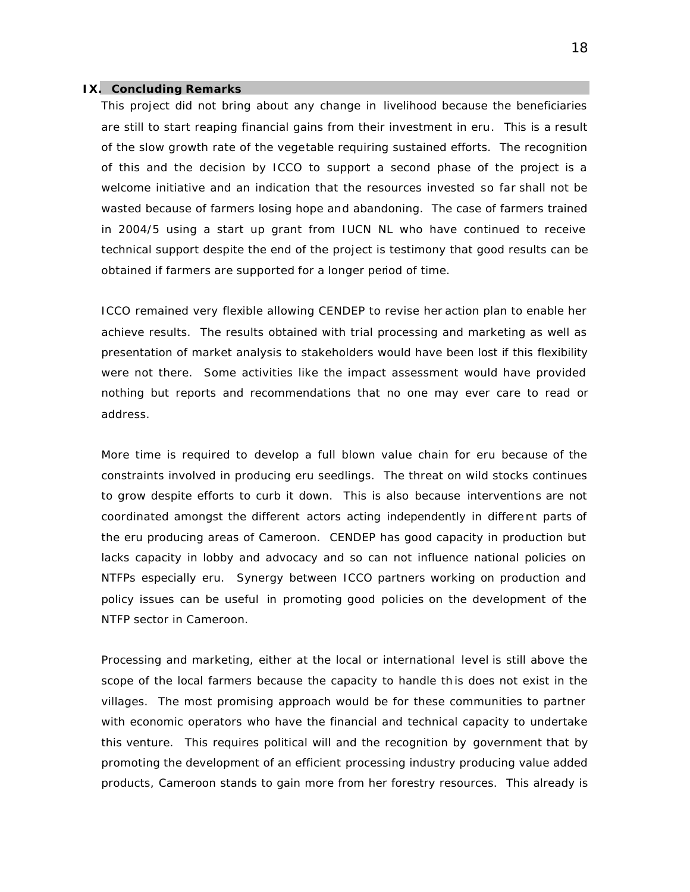## IX. Concluding Remarks

This project did not bring about any change in livelihood because the beneficiaries are still to start reaping financial gains from their investment in eru. This is a result of the slow growth rate of the vegetable requiring sustained efforts. The recognition of this and the decision by ICCO to support a second phase of the project is a welcome initiative and an indication that the resources invested so far shall not be wasted because of farmers losing hope and abandoning. The case of farmers trained in 2004/5 using a start up grant from IUCN NL who have continued to receive technical support despite the end of the project is testimony that good results can be obtained if farmers are supported for a longer period of time.

ICCO remained very flexible allowing CENDEP to revise her action plan to enable her achieve results. The results obtained with trial processing and marketing as well as presentation of market analysis to stakeholders would have been lost if this flexibility were not there. Some activities like the impact assessment would have provided nothing but reports and recommendations that no one may ever care to read or address.

More time is required to develop a full blown value chain for eru because of the constraints involved in producing eru seedlings. The threat on wild stocks continues to grow despite efforts to curb it down. This is also because interventions are not coordinated amongst the different actors acting independently in different parts of the eru producing areas of Cameroon. CENDEP has good capacity in production but lacks capacity in lobby and advocacy and so can not influence national policies on NTFPs especially eru. Synergy between ICCO partners working on production and policy issues can be useful in promoting good policies on the development of the NTFP sector in Cameroon.

Processing and marketing, either at the local or international level is still above the scope of the local farmers because the capacity to handle this does not exist in the villages. The most promising approach would be for these communities to partner with economic operators who have the financial and technical capacity to undertake this venture. This requires political will and the recognition by government that by promoting the development of an efficient processing industry producing value added products, Cameroon stands to gain more from her forestry resources. This already is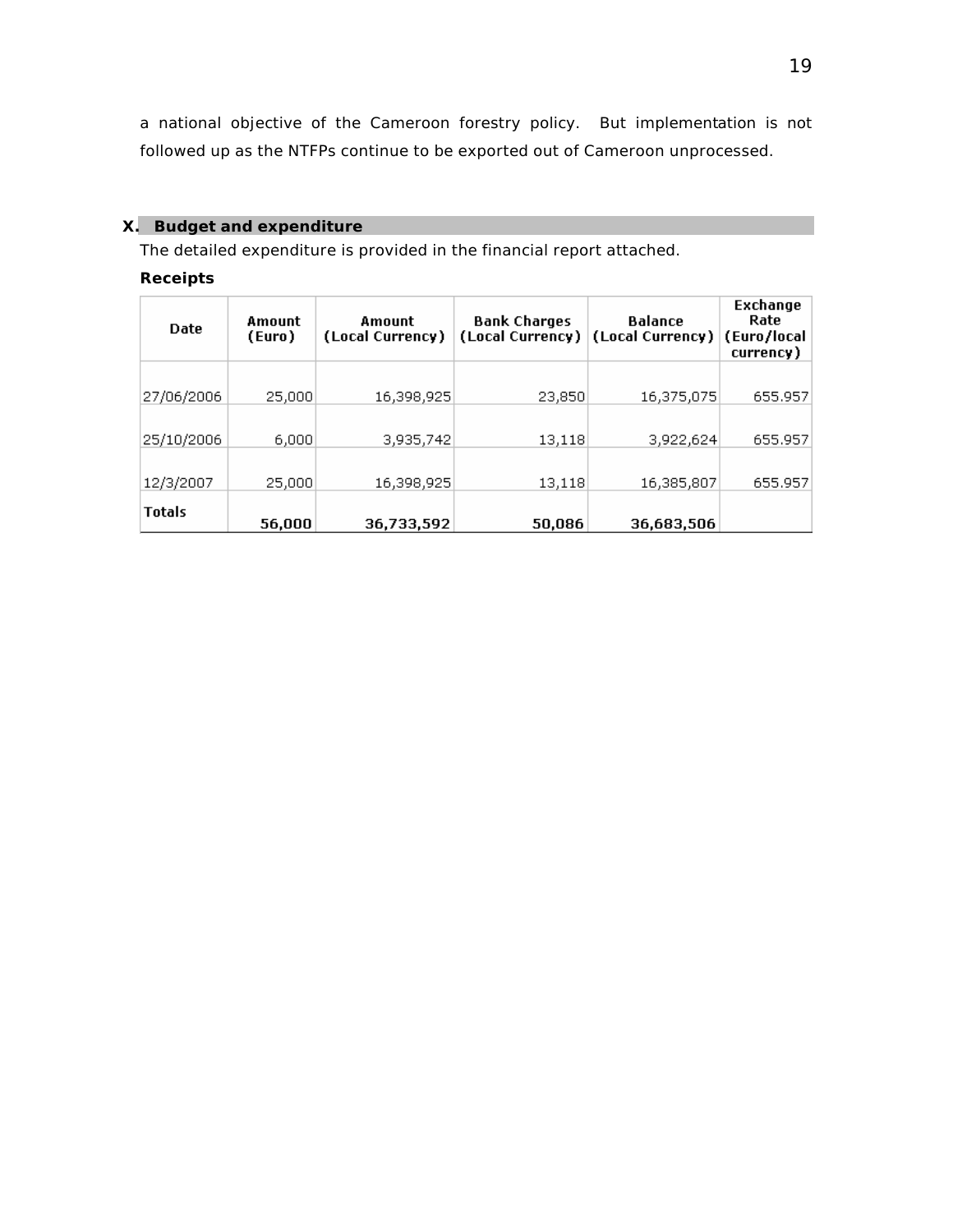a national objective of the Cameroon forestry policy. But implementation is not followed up as the NTFPs continue to be exported out of Cameroon unprocessed.

## X. Budget and expenditure

The detailed expenditure is provided in the financial report attached.

**Receipts**

| Date | Amount (Euro) | Amount (Local Currency) | Bank Charges (Local Currency) | Balance (Local Currency) | Exchange Rate (Euro/local currency) |
|---|---|---|---|---|---|
| 27/06/2006 | 25,000 | 16,398,925 | 23,850 | 16,375,075 | 655.957 |
| 25/10/2006 | 6,000 | 3,935,742 | 13,118 | 3,922,624 | 655.957 |
| 12/3/2007 | 25,000 | 16,398,925 | 13,118 | 16,385,807 | 655.957 |
| **Totals** | **56,000** | **36,733,592** | **50,086** | **36,683,506** | |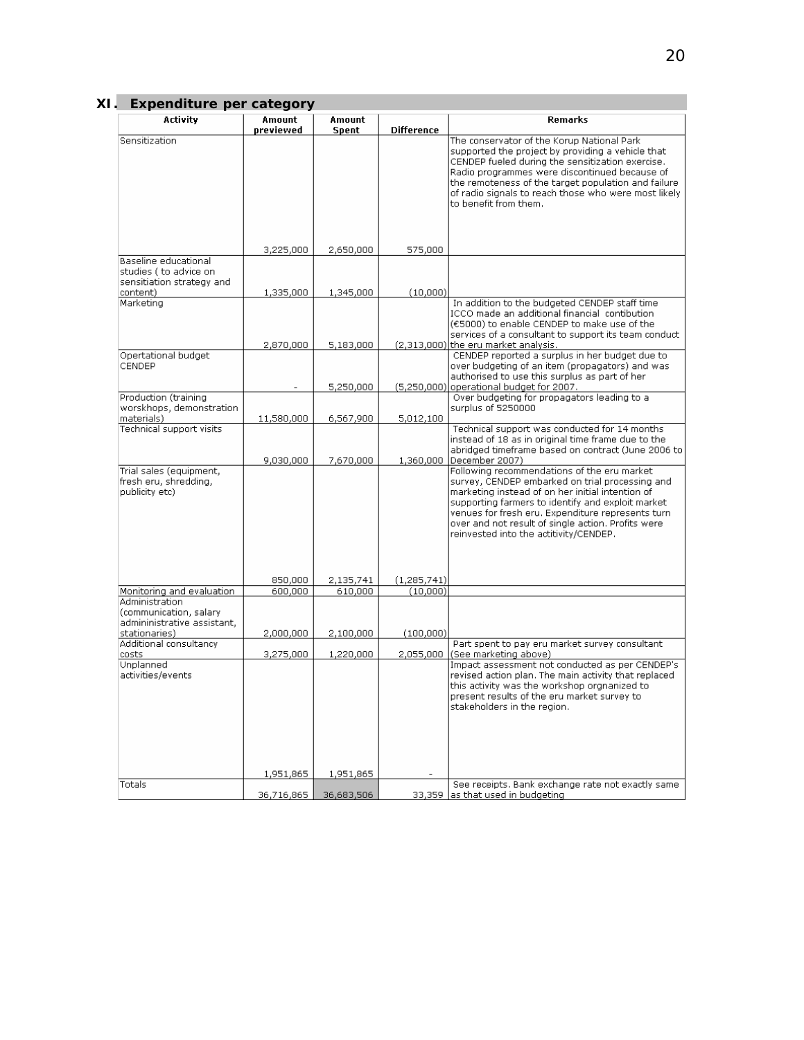## XI. Expenditure per category

| Activity | Amount previewed | Amount Spent | Difference | Remarks |
|---|---|---|---|---|
| Sensitization | 3,225,000 | 2,650,000 | 575,000 | The conservator of the Korup National Park supported the project by providing a vehicle that CENDEP fueled during the sensitization exercise. Radio programmes were discontinued because of the remoteness of the target population and failure of radio signals to reach those who were most likely to benefit from them. |
| Baseline educational studies ( to advice on sensitiation strategy and content) | 1,335,000 | 1,345,000 | (10,000) | |
| Marketing | 2,870,000 | 5,183,000 | (2,313,000) | In addition to the budgeted CENDEP staff time ICCO made an additional financial contibution (€5000) to enable CENDEP to make use of the services of a consultant to support its team conduct the eru market analysis. |
| Opertational budget CENDEP | - | 5,250,000 | (5,250,000) | CENDEP reported a surplus in her budget due to over budgeting of an item (propagators) and was authorised to use this surplus as part of her operational budget for 2007. |
| Production (training worskhops, demonstration materials) | 11,580,000 | 6,567,900 | 5,012,100 | Over budgeting for propagators leading to a surplus of 5250000 |
| Technical support visits | 9,030,000 | 7,670,000 | 1,360,000 | Technical support was conducted for 14 months instead of 18 as in original time frame due to the abridged timeframe based on contract (June 2006 to December 2007) |
| Trial sales (equipment, fresh eru, shredding, publicity etc) | 850,000 | 2,135,741 | (1,285,741) | Following recommendations of the eru market survey, CENDEP embarked on trial processing and marketing instead of on her initial intention of supporting farmers to identify and exploit market venues for fresh eru. Expenditure represents turn over and not result of single action. Profits were reinvested into the actitivity/CENDEP. |
| Monitoring and evaluation | 600,000 | 610,000 | (10,000) | |
| Administration (communication, salary admininistrative assistant, stationaries) | 2,000,000 | 2,100,000 | (100,000) | |
| Additional consultancy costs | 3,275,000 | 1,220,000 | 2,055,000 | Part spent to pay eru market survey consultant (See marketing above) |
| Unplanned activities/events | 1,951,865 | 1,951,865 | - | Impact assessment not conducted as per CENDEP's revised action plan. The main activity that replaced this activity was the workshop orgnanized to present results of the eru market survey to stakeholders in the region. |
| Totals | 36,716,865 | 36,683,506 | 33,359 | See receipts. Bank exchange rate not exactly same as that used in budgeting |